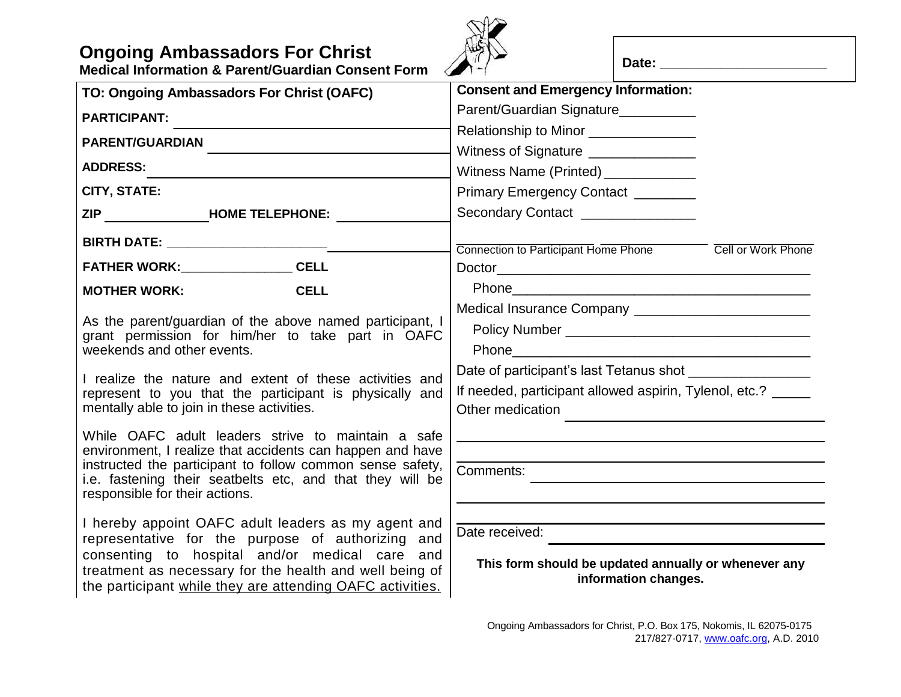# Ongoing Ambassadors For Christ

**Medical Information & Parent/Guardian Consent Form**

**Date:** ______________________

**TO: Ongoing Ambassadors For Christ (OAFC)**

**PARTIPANT:** ______________________

**PARENT/GUARDIAN** ______________________

**ADDRESS:** ______________________

**CITY, STATE:**

**ZIP** ______________ **HOME TELEPHONE:** ______________

**BIRTH DATE:** ______________________

**FATHER WORK:** ________________ **CELL**

**MOTHER WORK:** **CELL**

As the parent/guardian of the above named participant, I grant permission for him/her to take part in OAFC weekends and other events.

I realize the nature and extent of these activities and represent to you that the participant is physically and mentally able to join in these activities.

While OAFC adult leaders strive to maintain a safe environment, I realize that accidents can happen and have instructed the participant to follow common sense safety, i.e. fastening their seatbelts etc, and that they will be responsible for their actions.

I hereby appoint OAFC adult leaders as my agent and representative for the purpose of authorizing and consenting to hospital and/or medical care and treatment as necessary for the health and well being of the participant <u>while they are attending OAFC activities.</u>

**Consent and Emergency Information:**

Parent/Guardian Signature__________

Relationship to Minor ______________

Witness of Signature ______________

Witness Name (Printed) ____________

Primary Emergency Contact ________

Secondary Contact _______________

Connection to Participant Home Phone ______ Cell or Work Phone ______

Doctor________________________________________

Phone________________________________________

Medical Insurance Company ______________________

Policy Number ________________________________

Phone________________________________________

Date of participant's last Tetanus shot _______________

If needed, participant allowed aspirin, Tylenol, etc.? _____

Other medication ______________________

Comments: ______________________

Date received: ______________________

**This form should be updated annually or whenever any information changes.**

Ongoing Ambassadors for Christ, P.O. Box 175, Nokomis, IL 62075-0175
217/827-0717, www.oafc.org, A.D. 2010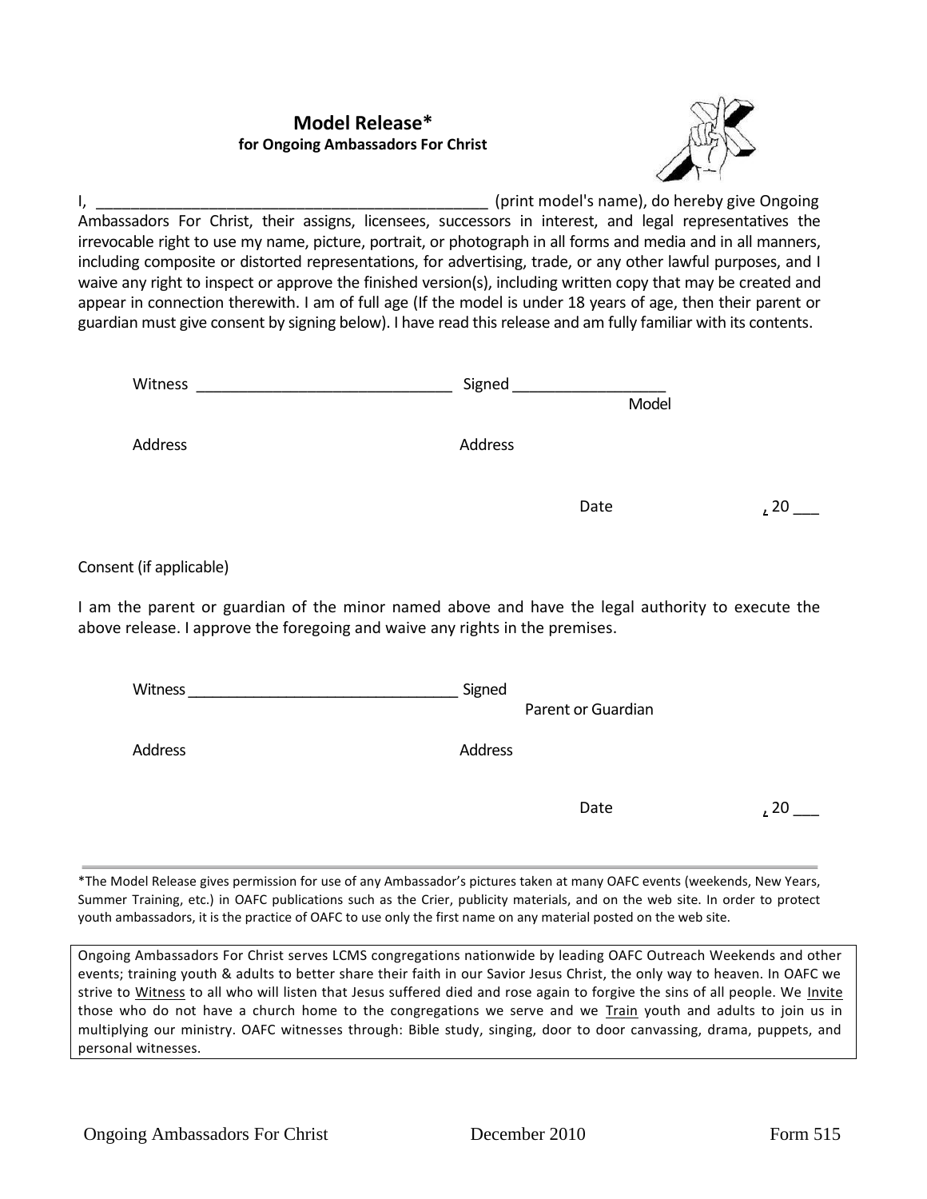# Model Release*

**for Ongoing Ambassadors For Christ**

I, _______________________________________________ (print model's name), do hereby give Ongoing Ambassadors For Christ, their assigns, licensees, successors in interest, and legal representatives the irrevocable right to use my name, picture, portrait, or photograph in all forms and media and in all manners, including composite or distorted representations, for advertising, trade, or any other lawful purposes, and I waive any right to inspect or approve the finished version(s), including written copy that may be created and appear in connection therewith. I am of full age (If the model is under 18 years of age, then their parent or guardian must give consent by signing below). I have read this release and am fully familiar with its contents.

Witness _____________________________ Signed __________________
Model

Address

Address

Date , 20 ___

Consent (if applicable)

I am the parent or guardian of the minor named above and have the legal authority to execute the above release. I approve the foregoing and waive any rights in the premises.

Witness ________________________________ Signed
Parent or Guardian

Address

Address

Date , 20 ___

---

*The Model Release gives permission for use of any Ambassador's pictures taken at many OAFC events (weekends, New Years, Summer Training, etc.) in OAFC publications such as the Crier, publicity materials, and on the web site. In order to protect youth ambassadors, it is the practice of OAFC to use only the first name on any material posted on the web site.

Ongoing Ambassadors For Christ serves LCMS congregations nationwide by leading OAFC Outreach Weekends and other events; training youth & adults to better share their faith in our Savior Jesus Christ, the only way to heaven. In OAFC we strive to Witness to all who will listen that Jesus suffered died and rose again to forgive the sins of all people. We Invite those who do not have a church home to the congregations we serve and we Train youth and adults to join us in multiplying our ministry. OAFC witnesses through: Bible study, singing, door to door canvassing, drama, puppets, and personal witnesses.

Ongoing Ambassadors For Christ December 2010 Form 515